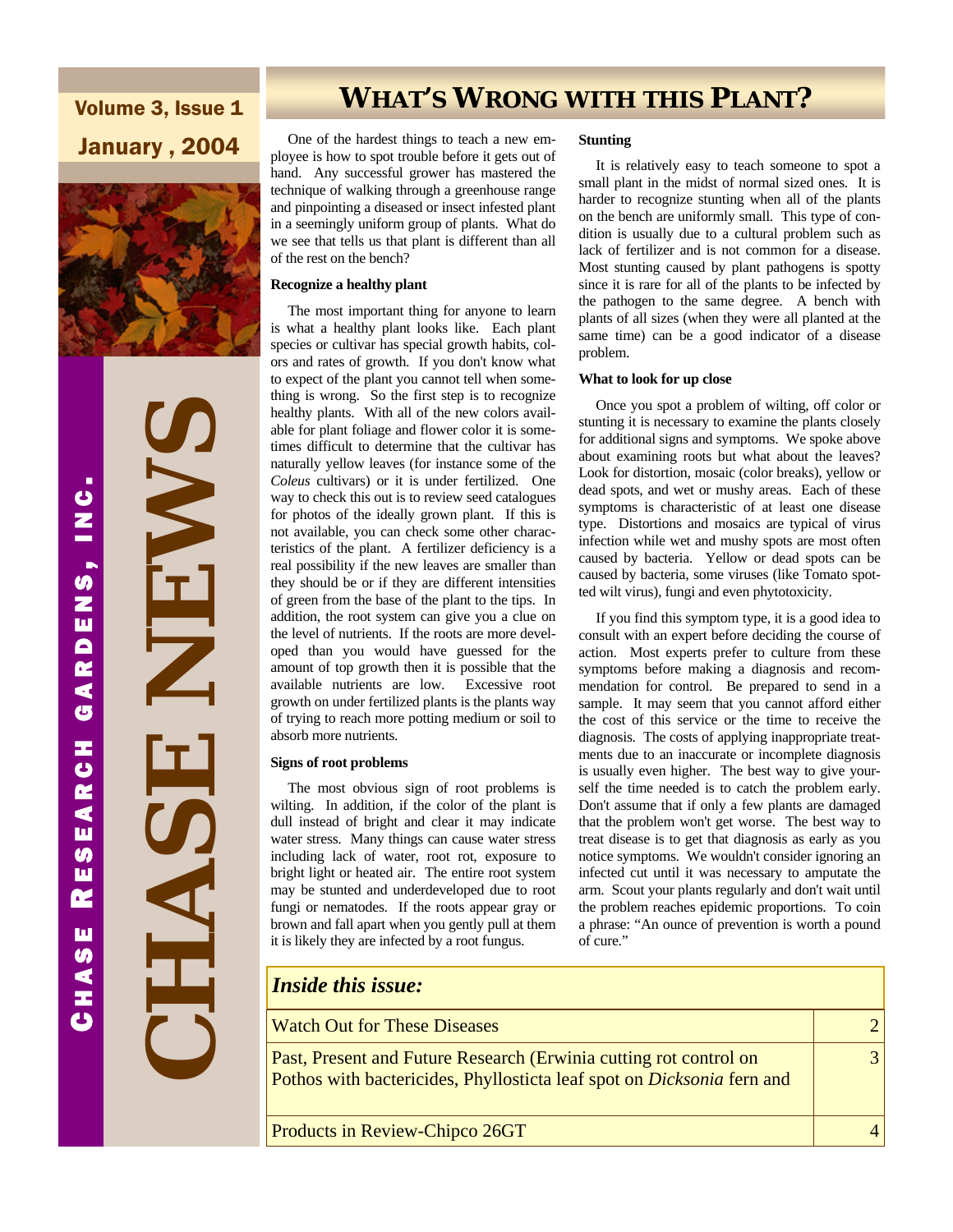# CHASE NEWS

CHASE RESEARCH GARDENS, INC.

Volume 3, Issue 1

January , 2004

## WHAT'S WRONG WITH THIS PLANT?

One of the hardest things to teach a new employee is how to spot trouble before it gets out of hand. Any successful grower has mastered the technique of walking through a greenhouse range and pinpointing a diseased or insect infested plant in a seemingly uniform group of plants. What do we see that tells us that plant is different than all of the rest on the bench?

**Recognize a healthy plant**

The most important thing for anyone to learn is what a healthy plant looks like. Each plant species or cultivar has special growth habits, colors and rates of growth. If you don't know what to expect of the plant you cannot tell when something is wrong. So the first step is to recognize healthy plants. With all of the new colors available for plant foliage and flower color it is sometimes difficult to determine that the cultivar has naturally yellow leaves (for instance some of the *Coleus* cultivars) or it is under fertilized. One way to check this out is to review seed catalogues for photos of the ideally grown plant. If this is not available, you can check some other characteristics of the plant. A fertilizer deficiency is a real possibility if the new leaves are smaller than they should be or if they are different intensities of green from the base of the plant to the tips. In addition, the root system can give you a clue on the level of nutrients. If the roots are more developed than you would have guessed for the amount of top growth then it is possible that the available nutrients are low. Excessive root growth on under fertilized plants is the plants way of trying to reach more potting medium or soil to absorb more nutrients.

**Signs of root problems**

The most obvious sign of root problems is wilting. In addition, if the color of the plant is dull instead of bright and clear it may indicate water stress. Many things can cause water stress including lack of water, root rot, exposure to bright light or heated air. The entire root system may be stunted and underdeveloped due to root fungi or nematodes. If the roots appear gray or brown and fall apart when you gently pull at them it is likely they are infected by a root fungus.

**Stunting**

It is relatively easy to teach someone to spot a small plant in the midst of normal sized ones. It is harder to recognize stunting when all of the plants on the bench are uniformly small. This type of condition is usually due to a cultural problem such as lack of fertilizer and is not common for a disease. Most stunting caused by plant pathogens is spotty since it is rare for all of the plants to be infected by the pathogen to the same degree. A bench with plants of all sizes (when they were all planted at the same time) can be a good indicator of a disease problem.

**What to look for up close**

Once you spot a problem of wilting, off color or stunting it is necessary to examine the plants closely for additional signs and symptoms. We spoke above about examining roots but what about the leaves? Look for distortion, mosaic (color breaks), yellow or dead spots, and wet or mushy areas. Each of these symptoms is characteristic of at least one disease type. Distortions and mosaics are typical of virus infection while wet and mushy spots are most often caused by bacteria. Yellow or dead spots can be caused by bacteria, some viruses (like Tomato spotted wilt virus), fungi and even phytotoxicity.

If you find this symptom type, it is a good idea to consult with an expert before deciding the course of action. Most experts prefer to culture from these symptoms before making a diagnosis and recommendation for control. Be prepared to send in a sample. It may seem that you cannot afford either the cost of this service or the time to receive the diagnosis. The costs of applying inappropriate treatments due to an inaccurate or incomplete diagnosis is usually even higher. The best way to give yourself the time needed is to catch the problem early. Don't assume that if only a few plants are damaged that the problem won't get worse. The best way to treat disease is to get that diagnosis as early as you notice symptoms. We wouldn't consider ignoring an infected cut until it was necessary to amputate the arm. Scout your plants regularly and don't wait until the problem reaches epidemic proportions. To coin a phrase: "An ounce of prevention is worth a pound of cure."

| *Inside this issue:* | |
|---|---|
| Watch Out for These Diseases | 2 |
| Past, Present and Future Research (Erwinia cutting rot control on Pothos with bactericides, Phyllosticta leaf spot on *Dicksonia* fern and | 3 |
| Products in Review-Chipco 26GT | 4 |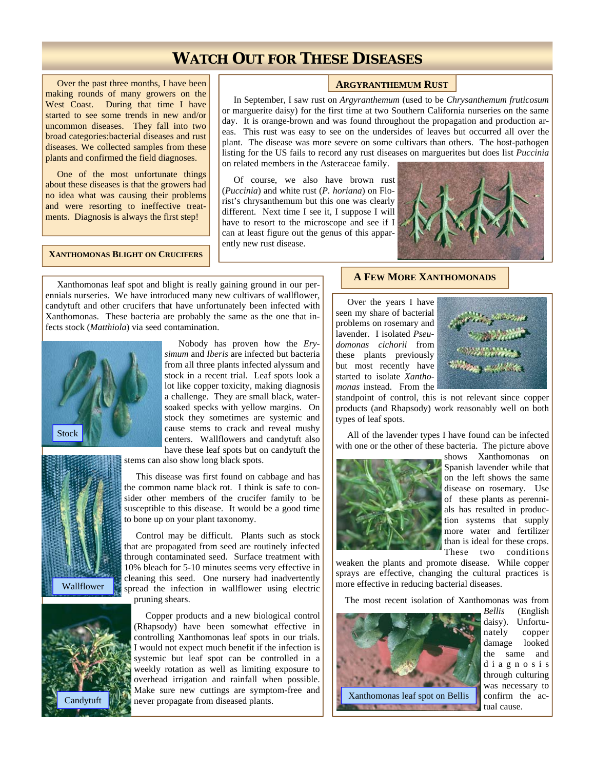# WATCH OUT FOR THESE DISEASES

Over the past three months, I have been making rounds of many growers on the West Coast. During that time I have started to see some trends in new and/or uncommon diseases. They fall into two broad categories:bacterial diseases and rust diseases. We collected samples from these plants and confirmed the field diagnoses.

One of the most unfortunate things about these diseases is that the growers had no idea what was causing their problems and were resorting to ineffective treatments. Diagnosis is always the first step!

## ARGYRANTHEMUM RUST

In September, I saw rust on *Argyranthemum* (used to be *Chrysanthemum fruticosum* or marguerite daisy) for the first time at two Southern California nurseries on the same day. It is orange-brown and was found throughout the propagation and production areas. This rust was easy to see on the undersides of leaves but occurred all over the plant. The disease was more severe on some cultivars than others. The host-pathogen listing for the US fails to record any rust diseases on marguerites but does list *Puccinia* on related members in the Asteraceae family.

Of course, we also have brown rust (*Puccinia*) and white rust (*P. horiana*) on Florist's chrysanthemum but this one was clearly different. Next time I see it, I suppose I will have to resort to the microscope and see if I can at least figure out the genus of this apparently new rust disease.

## XANTHOMONAS BLIGHT ON CRUCIFERS

Xanthomonas leaf spot and blight is really gaining ground in our perennials nurseries. We have introduced many new cultivars of wallflower, candytuft and other crucifers that have unfortunately been infected with Xanthomonas. These bacteria are probably the same as the one that infects stock (*Matthiola*) via seed contamination.

Stock

Nobody has proven how the *Erysimum* and *Iberis* are infected but bacteria from all three plants infected alyssum and stock in a recent trial. Leaf spots look a lot like copper toxicity, making diagnosis a challenge. They are small black, water-soaked specks with yellow margins. On stock they sometimes are systemic and cause stems to crack and reveal mushy centers. Wallflowers and candytuft also have these leaf spots but on candytuft the stems can also show long black spots.

Wallflower

This disease was first found on cabbage and has the common name black rot. I think is safe to consider other members of the crucifer family to be susceptible to this disease. It would be a good time to bone up on your plant taxonomy.

Control may be difficult. Plants such as stock that are propagated from seed are routinely infected through contaminated seed. Surface treatment with 10% bleach for 5-10 minutes seems very effective in cleaning this seed. One nursery had inadvertently spread the infection in wallflower using electric pruning shears.

Candytuft

Copper products and a new biological control (Rhapsody) have been somewhat effective in controlling Xanthomonas leaf spots in our trials. I would not expect much benefit if the infection is systemic but leaf spot can be controlled in a weekly rotation as well as limiting exposure to overhead irrigation and rainfall when possible. Make sure new cuttings are symptom-free and never propagate from diseased plants.

## A FEW MORE XANTHOMONADS

Over the years I have seen my share of bacterial problems on rosemary and lavender. I isolated *Pseudomonas cichorii* from these plants previously but most recently have started to isolate *Xanthomonas* instead. From the standpoint of control, this is not relevant since copper products (and Rhapsody) work reasonably well on both types of leaf spots.

All of the lavender types I have found can be infected with one or the other of these bacteria. The picture above shows Xanthomonas on Spanish lavender while that on the left shows the same disease on rosemary. Use of these plants as perennials has resulted in production systems that supply more water and fertilizer than is ideal for these crops. These two conditions weaken the plants and promote disease. While copper sprays are effective, changing the cultural practices is more effective in reducing bacterial diseases.

The most recent isolation of Xanthomonas was from *Bellis* (English daisy). Unfortunately copper damage looked the same and diagnosis through culturing was necessary to confirm the actual cause.

Xanthomonas leaf spot on Bellis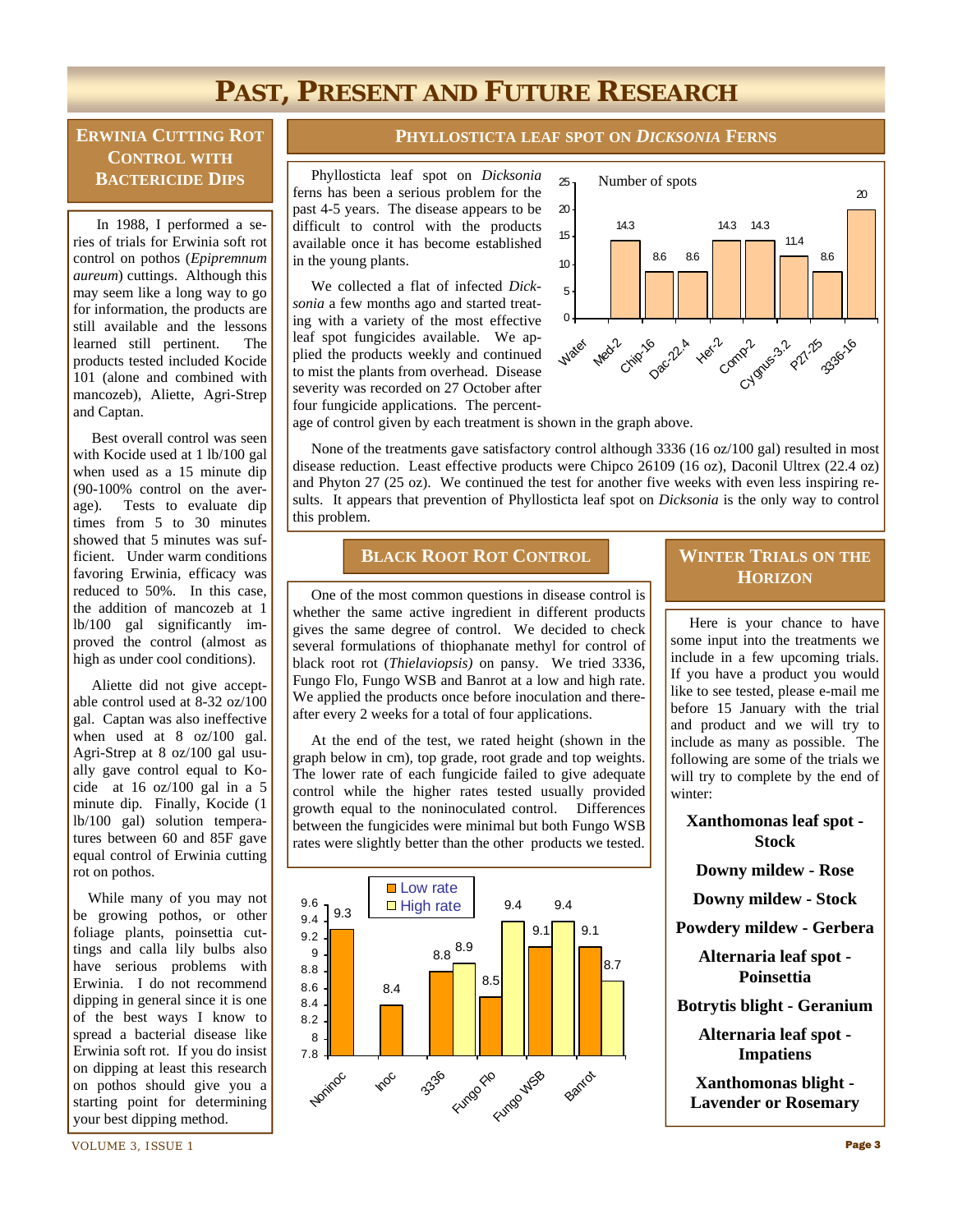# Past, Present and Future Research

## Erwinia Cutting Rot Control with Bactericide Dips

In 1988, I performed a series of trials for Erwinia soft rot control on pothos (*Epipremnum aureum*) cuttings. Although this may seem like a long way to go for information, the products are still available and the lessons learned still pertinent. The products tested included Kocide 101 (alone and combined with mancozeb), Aliette, Agri-Strep and Captan.

Best overall control was seen with Kocide used at 1 lb/100 gal when used as a 15 minute dip (90-100% control on the average). Tests to evaluate dip times from 5 to 30 minutes showed that 5 minutes was sufficient. Under warm conditions favoring Erwinia, efficacy was reduced to 50%. In this case, the addition of mancozeb at 1 lb/100 gal significantly improved the control (almost as high as under cool conditions).

Aliette did not give acceptable control used at 8-32 oz/100 gal. Captan was also ineffective when used at 8 oz/100 gal. Agri-Strep at 8 oz/100 gal usually gave control equal to Kocide at 16 oz/100 gal in a 5 minute dip. Finally, Kocide (1 lb/100 gal) solution temperatures between 60 and 85F gave equal control of Erwinia cutting rot on pothos.

While many of you may not be growing pothos, or other foliage plants, poinsettia cuttings and calla lily bulbs also have serious problems with Erwinia. I do not recommend dipping in general since it is one of the best ways I know to spread a bacterial disease like Erwinia soft rot. If you do insist on dipping at least this research on pothos should give you a starting point for determining your best dipping method.

## Phyllosticta Leaf Spot on *Dicksonia* Ferns

Phyllosticta leaf spot on *Dicksonia* ferns has been a serious problem for the past 4-5 years. The disease appears to be difficult to control with the products available once it has become established in the young plants.

We collected a flat of infected *Dicksonia* a few months ago and started treating with a variety of the most effective leaf spot fungicides available. We applied the products weekly and continued to mist the plants from overhead. Disease severity was recorded on 27 October after four fungicide applications. The percentage of control given by each treatment is shown in the graph above.

Number of spots

| Treatment | Number of spots |
|---|---|
| Water | 0 |
| Med-2 | 14.3 |
| Chip-16 | 8.6 |
| Dac-22.4 | 8.6 |
| Her-2 | 14.3 |
| Comp-2 | 14.3 |
| Cygnus-3.2 | 11.4 |
| P27-25 | 8.6 |
| 3336-16 | 20 |

None of the treatments gave satisfactory control although 3336 (16 oz/100 gal) resulted in most disease reduction. Least effective products were Chipco 26109 (16 oz), Daconil Ultrex (22.4 oz) and Phyton 27 (25 oz). We continued the test for another five weeks with even less inspiring results. It appears that prevention of Phyllosticta leaf spot on *Dicksonia* is the only way to control this problem.

## Black Root Rot Control

One of the most common questions in disease control is whether the same active ingredient in different products gives the same degree of control. We decided to check several formulations of thiophanate methyl for control of black root rot (*Thielaviopsis)* on pansy. We tried 3336, Fungo Flo, Fungo WSB and Banrot at a low and high rate. We applied the products once before inoculation and thereafter every 2 weeks for a total of four applications.

At the end of the test, we rated height (shown in the graph below in cm), top grade, root grade and top weights. The lower rate of each fungicide failed to give adequate control while the higher rates tested usually provided growth equal to the noninoculated control. Differences between the fungicides were minimal but both Fungo WSB rates were slightly better than the other products we tested.

| Treatment | Low rate | High rate |
|---|---|---|
| Noninoc | 9.3 | |
| Inoc | 8.4 | |
| 3336 | 8.8 | 8.9 |
| Fungo Flo | 8.5 | 9.4 |
| Fungo WSB | 9.1 | 9.4 |
| Banrot | 9.1 | 8.7 |

## Winter Trials on the Horizon

Here is your chance to have some input into the treatments we include in a few upcoming trials. If you have a product you would like to see tested, please e-mail me before 15 January with the trial and product and we will try to include as many as possible. The following are some of the trials we will try to complete by the end of winter:

**Xanthomonas leaf spot - Stock**

**Downy mildew - Rose**

**Downy mildew - Stock**

**Powdery mildew - Gerbera**

**Alternaria leaf spot - Poinsettia**

**Botrytis blight - Geranium**

**Alternaria leaf spot - Impatiens**

**Xanthomonas blight - Lavender or Rosemary**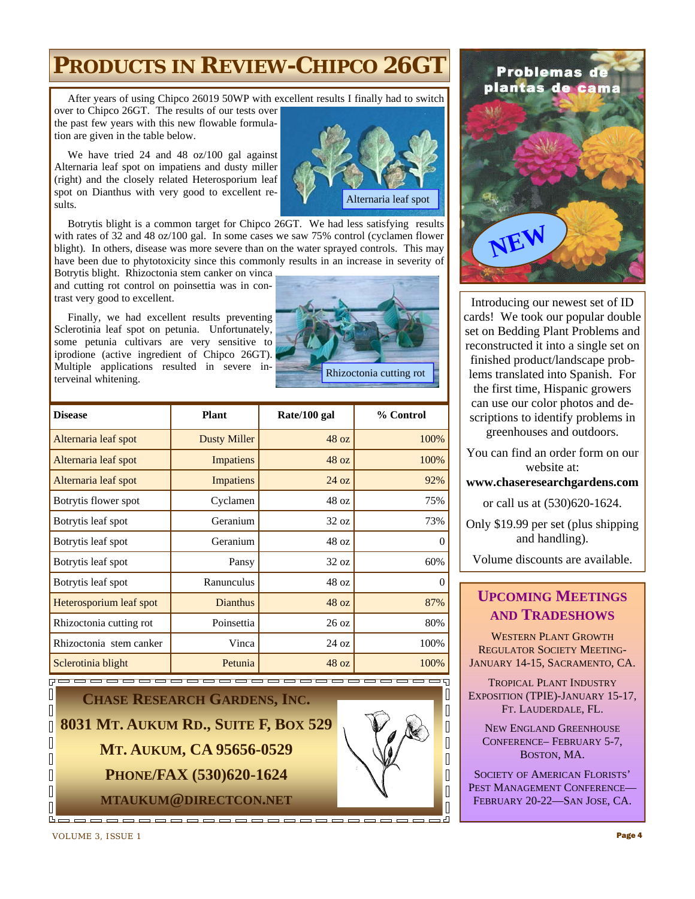# PRODUCTS IN REVIEW-CHIPCO 26GT

After years of using Chipco 26019 50WP with excellent results I finally had to switch over to Chipco 26GT. The results of our tests over the past few years with this new flowable formulation are given in the table below.

We have tried 24 and 48 oz/100 gal against Alternaria leaf spot on impatiens and dusty miller (right) and the closely related Heterosporium leaf spot on Dianthus with very good to excellent results.

Alternaria leaf spot

Botrytis blight is a common target for Chipco 26GT. We had less satisfying results with rates of 32 and 48 oz/100 gal. In some cases we saw 75% control (cyclamen flower blight). In others, disease was more severe than on the water sprayed controls. This may have been due to phytotoxicity since this commonly results in an increase in severity of Botrytis blight. Rhizoctonia stem canker on vinca and cutting rot control on poinsettia was in contrast very good to excellent.

Finally, we had excellent results preventing Sclerotinia leaf spot on petunia. Unfortunately, some petunia cultivars are very sensitive to iprodione (active ingredient of Chipco 26GT). Multiple applications resulted in severe interveinal whitening.

Rhizoctonia cutting rot

| Disease | Plant | Rate/100 gal | % Control |
|---|---|---|---|
| Alternaria leaf spot | Dusty Miller | 48 oz | 100% |
| Alternaria leaf spot | Impatiens | 48 oz | 100% |
| Alternaria leaf spot | Impatiens | 24 oz | 92% |
| Botrytis flower spot | Cyclamen | 48 oz | 75% |
| Botrytis leaf spot | Geranium | 32 oz | 73% |
| Botrytis leaf spot | Geranium | 48 oz | 0 |
| Botrytis leaf spot | Pansy | 32 oz | 60% |
| Botrytis leaf spot | Ranunculus | 48 oz | 0 |
| Heterosporium leaf spot | Dianthus | 48 oz | 87% |
| Rhizoctonia cutting rot | Poinsettia | 26 oz | 80% |
| Rhizoctonia stem canker | Vinca | 24 oz | 100% |
| Sclerotinia blight | Petunia | 48 oz | 100% |

**CHASE RESEARCH GARDENS, INC.**
**8031 MT. AUKUM RD., SUITE F, BOX 529**
**MT. AUKUM, CA 95656-0529**
**PHONE/FAX (530)620-1624**
**MTAUKUM@DIRECTCON.NET**

Problemas de plantas de cama

NEW

Introducing our newest set of ID cards! We took our popular double set on Bedding Plant Problems and reconstructed it into a single set on finished product/landscape problems translated into Spanish. For the first time, Hispanic growers can use our color photos and descriptions to identify problems in greenhouses and outdoors.

You can find an order form on our website at:
**www.chaseresearchgardens.com**

or call us at (530)620-1624.

Only $19.99 per set (plus shipping and handling).

Volume discounts are available.

## UPCOMING MEETINGS AND TRADESHOWS

WESTERN PLANT GROWTH REGULATOR SOCIETY MEETING-JANUARY 14-15, SACRAMENTO, CA.

TROPICAL PLANT INDUSTRY EXPOSITION (TPIE)-JANUARY 15-17, FT. LAUDERDALE, FL.

NEW ENGLAND GREENHOUSE CONFERENCE– FEBRUARY 5-7, BOSTON, MA.

SOCIETY OF AMERICAN FLORISTS' PEST MANAGEMENT CONFERENCE—FEBRUARY 20-22—SAN JOSE, CA.